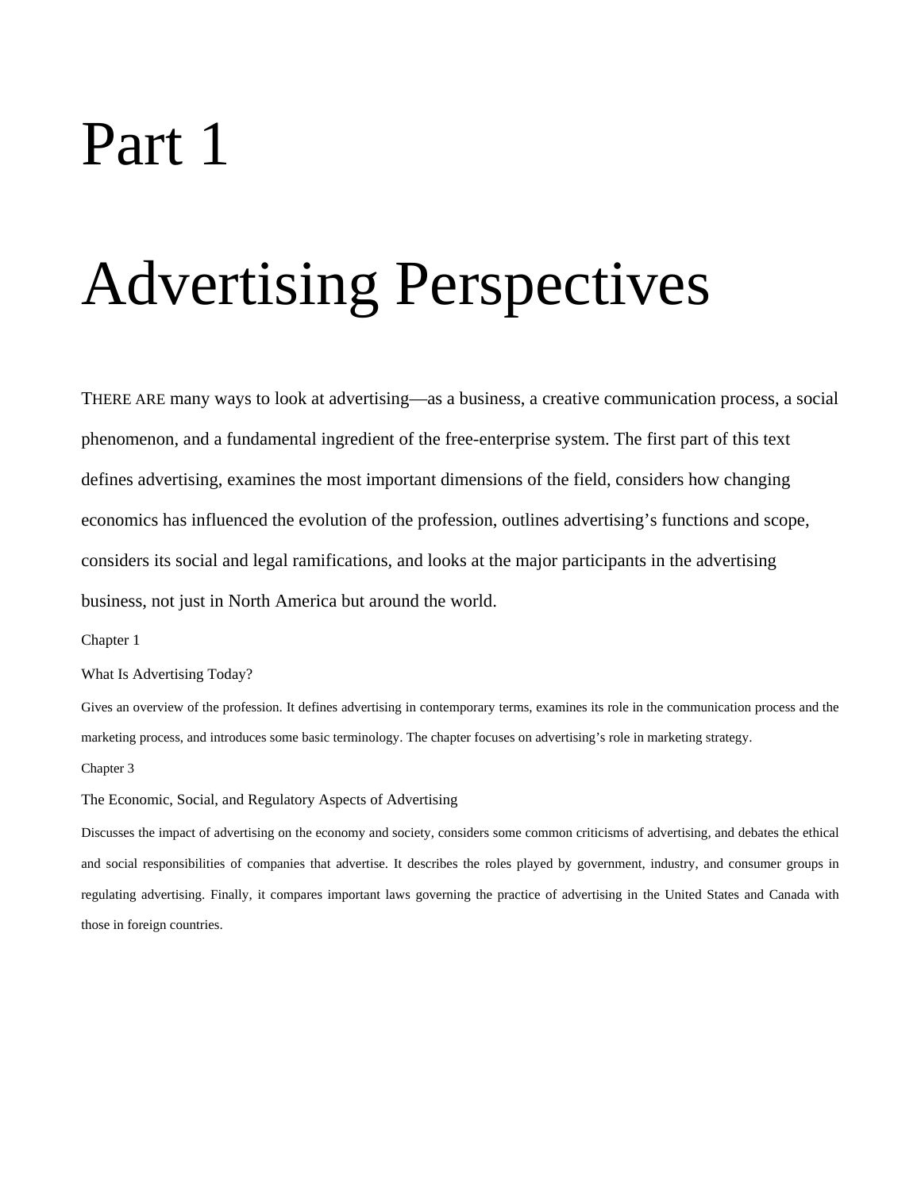# Part 1

# Advertising Perspectives

THERE ARE many ways to look at advertising—as a business, a creative communication process, a social phenomenon, and a fundamental ingredient of the free-enterprise system. The first part of this text defines advertising, examines the most important dimensions of the field, considers how changing economics has influenced the evolution of the profession, outlines advertising's functions and scope, considers its social and legal ramifications, and looks at the major participants in the advertising business, not just in North America but around the world.

Chapter 1

What Is Advertising Today?

Gives an overview of the profession. It defines advertising in contemporary terms, examines its role in the communication process and the marketing process, and introduces some basic terminology. The chapter focuses on advertising's role in marketing strategy.

Chapter 3

The Economic, Social, and Regulatory Aspects of Advertising

Discusses the impact of advertising on the economy and society, considers some common criticisms of advertising, and debates the ethical and social responsibilities of companies that advertise. It describes the roles played by government, industry, and consumer groups in regulating advertising. Finally, it compares important laws governing the practice of advertising in the United States and Canada with those in foreign countries.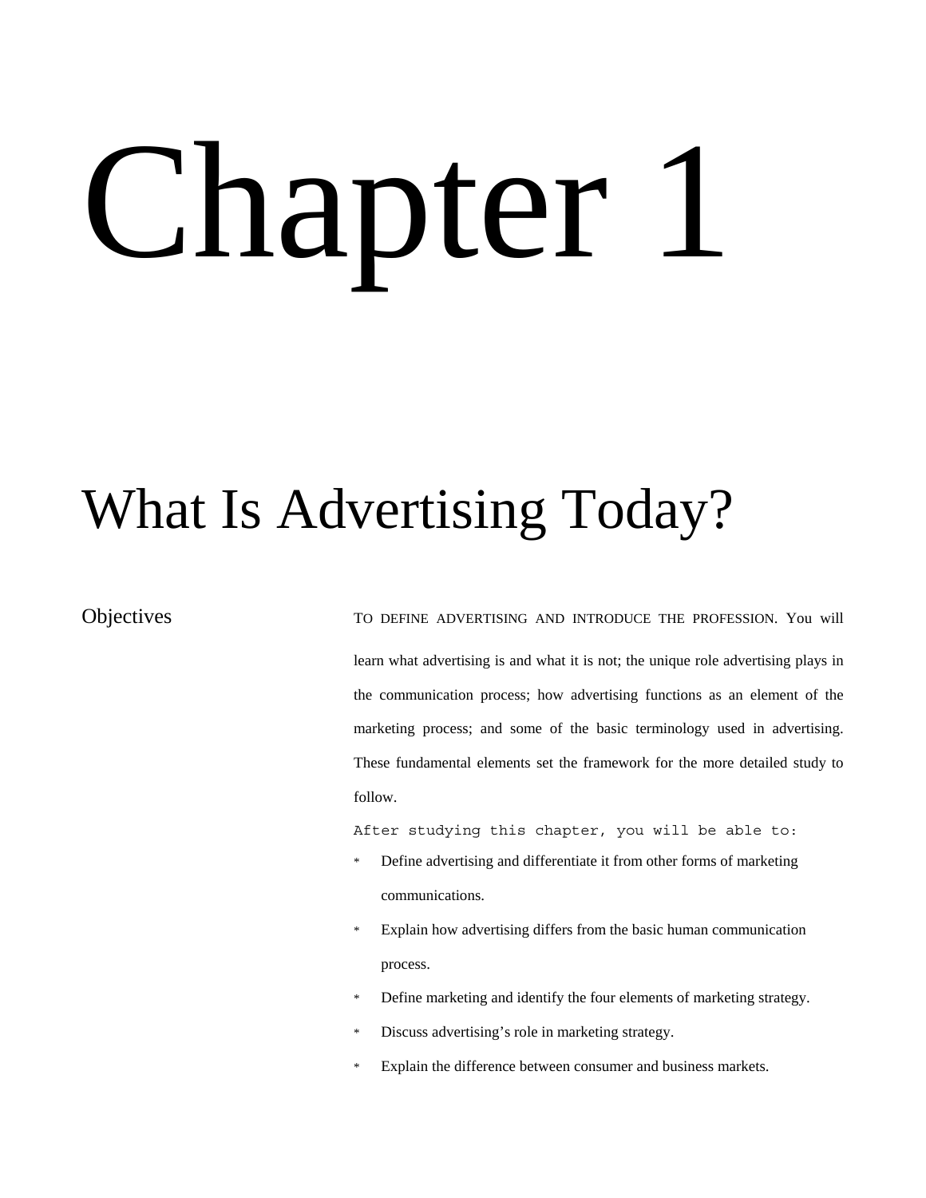# Chapter 1

# What Is Advertising Today?

## Objectives

TO DEFINE ADVERTISING AND INTRODUCE THE PROFESSION. You will learn what advertising is and what it is not; the unique role advertising plays in the communication process; how advertising functions as an element of the marketing process; and some of the basic terminology used in advertising. These fundamental elements set the framework for the more detailed study to follow.

After studying this chapter, you will be able to:

- Define advertising and differentiate it from other forms of marketing communications.
- Explain how advertising differs from the basic human communication process.
- Define marketing and identify the four elements of marketing strategy.
- Discuss advertising's role in marketing strategy.
- Explain the difference between consumer and business markets.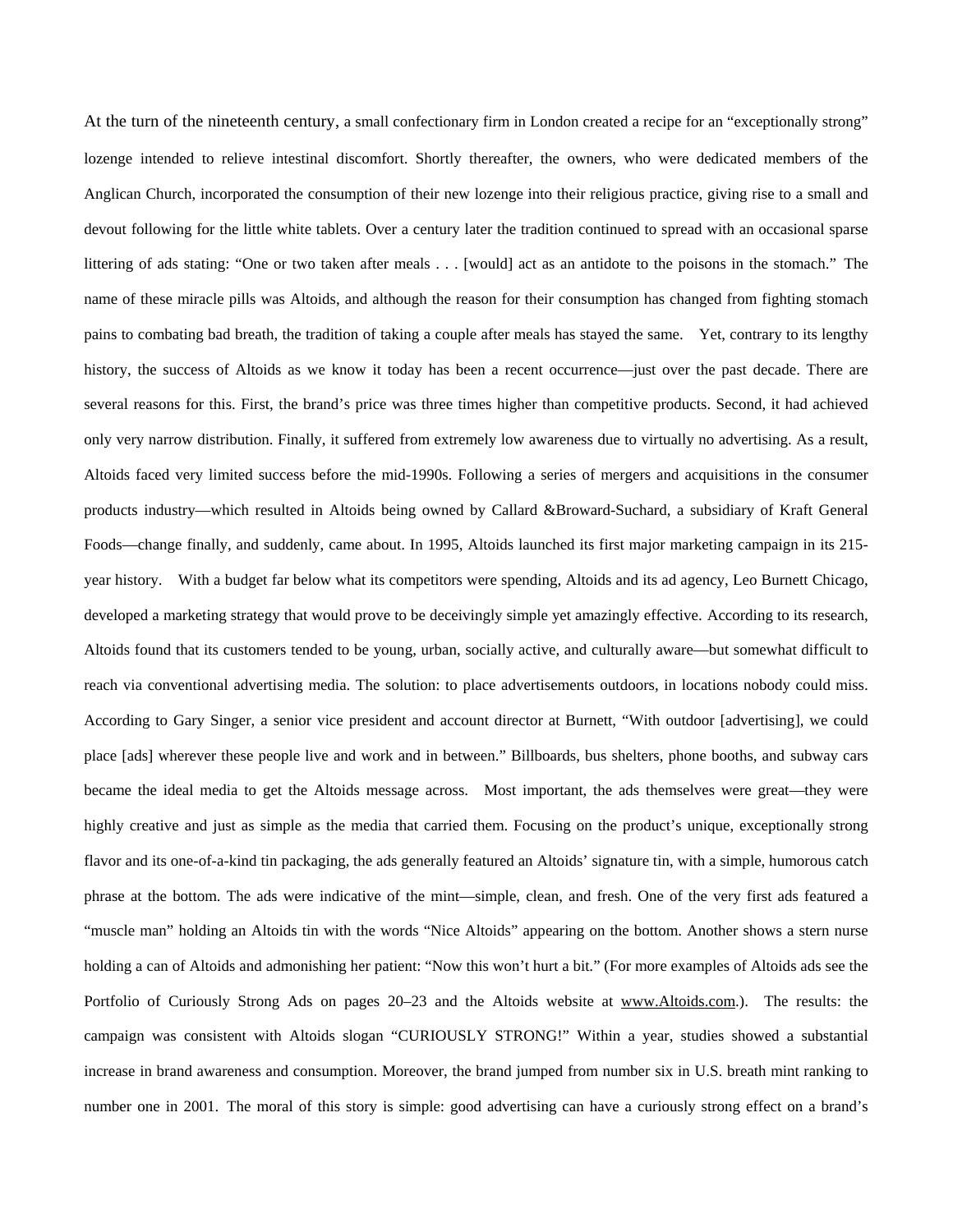At the turn of the nineteenth century, a small confectionary firm in London created a recipe for an "exceptionally strong" lozenge intended to relieve intestinal discomfort. Shortly thereafter, the owners, who were dedicated members of the Anglican Church, incorporated the consumption of their new lozenge into their religious practice, giving rise to a small and devout following for the little white tablets. Over a century later the tradition continued to spread with an occasional sparse littering of ads stating: "One or two taken after meals . . . [would] act as an antidote to the poisons in the stomach." The name of these miracle pills was Altoids, and although the reason for their consumption has changed from fighting stomach pains to combating bad breath, the tradition of taking a couple after meals has stayed the same. Yet, contrary to its lengthy history, the success of Altoids as we know it today has been a recent occurrence—just over the past decade. There are several reasons for this. First, the brand's price was three times higher than competitive products. Second, it had achieved only very narrow distribution. Finally, it suffered from extremely low awareness due to virtually no advertising. As a result, Altoids faced very limited success before the mid-1990s. Following a series of mergers and acquisitions in the consumer products industry—which resulted in Altoids being owned by Callard &Broward-Suchard, a subsidiary of Kraft General Foods—change finally, and suddenly, came about. In 1995, Altoids launched its first major marketing campaign in its 215-year history. With a budget far below what its competitors were spending, Altoids and its ad agency, Leo Burnett Chicago, developed a marketing strategy that would prove to be deceivingly simple yet amazingly effective. According to its research, Altoids found that its customers tended to be young, urban, socially active, and culturally aware—but somewhat difficult to reach via conventional advertising media. The solution: to place advertisements outdoors, in locations nobody could miss. According to Gary Singer, a senior vice president and account director at Burnett, "With outdoor [advertising], we could place [ads] wherever these people live and work and in between." Billboards, bus shelters, phone booths, and subway cars became the ideal media to get the Altoids message across. Most important, the ads themselves were great—they were highly creative and just as simple as the media that carried them. Focusing on the product's unique, exceptionally strong flavor and its one-of-a-kind tin packaging, the ads generally featured an Altoids' signature tin, with a simple, humorous catch phrase at the bottom. The ads were indicative of the mint—simple, clean, and fresh. One of the very first ads featured a "muscle man" holding an Altoids tin with the words "Nice Altoids" appearing on the bottom. Another shows a stern nurse holding a can of Altoids and admonishing her patient: "Now this won't hurt a bit." (For more examples of Altoids ads see the Portfolio of Curiously Strong Ads on pages 20–23 and the Altoids website at www.Altoids.com.). The results: the campaign was consistent with Altoids slogan "CURIOUSLY STRONG!" Within a year, studies showed a substantial increase in brand awareness and consumption. Moreover, the brand jumped from number six in U.S. breath mint ranking to number one in 2001. The moral of this story is simple: good advertising can have a curiously strong effect on a brand's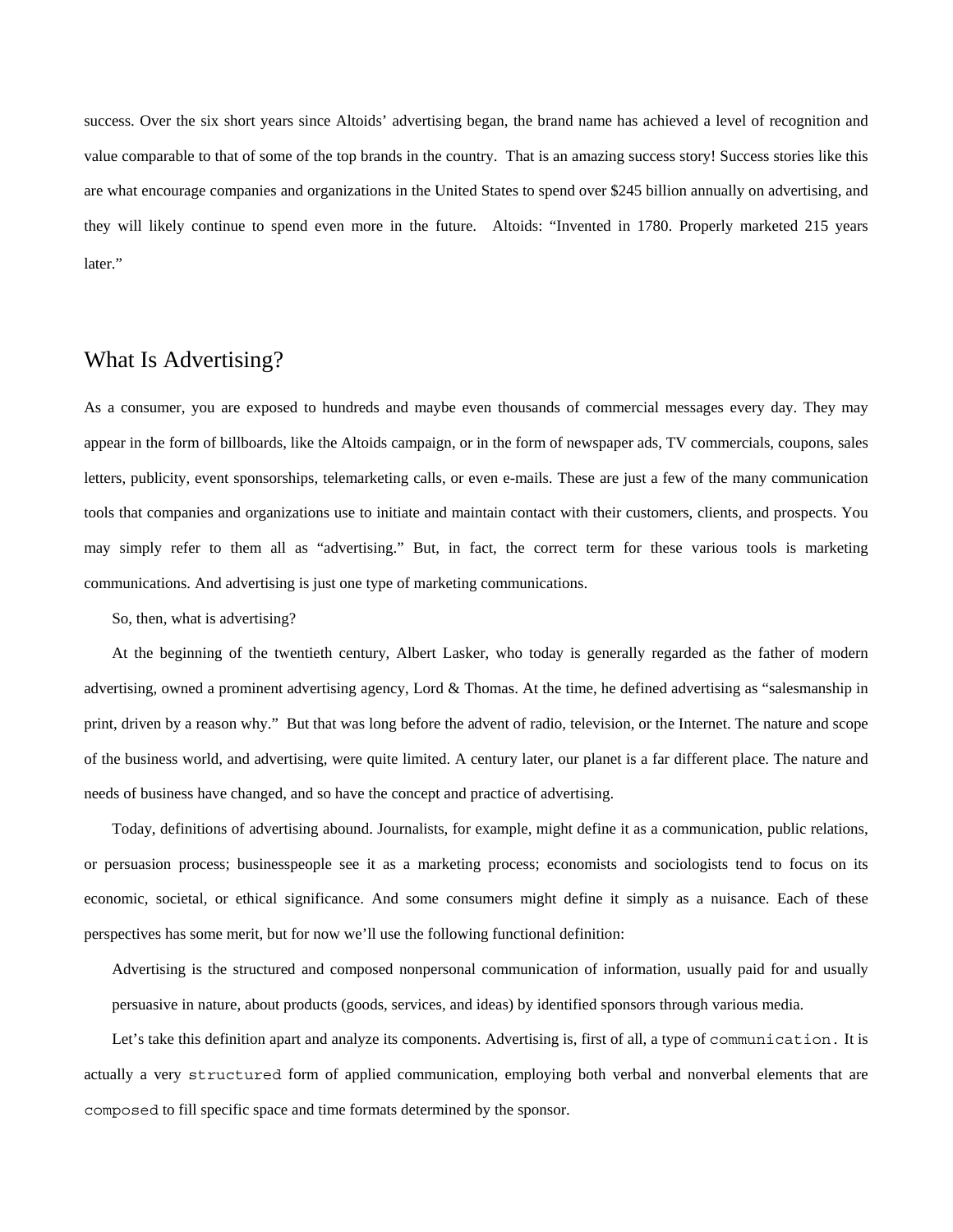success. Over the six short years since Altoids' advertising began, the brand name has achieved a level of recognition and value comparable to that of some of the top brands in the country. That is an amazing success story! Success stories like this are what encourage companies and organizations in the United States to spend over $245 billion annually on advertising, and they will likely continue to spend even more in the future. Altoids: "Invented in 1780. Properly marketed 215 years later."

## What Is Advertising?

As a consumer, you are exposed to hundreds and maybe even thousands of commercial messages every day. They may appear in the form of billboards, like the Altoids campaign, or in the form of newspaper ads, TV commercials, coupons, sales letters, publicity, event sponsorships, telemarketing calls, or even e-mails. These are just a few of the many communication tools that companies and organizations use to initiate and maintain contact with their customers, clients, and prospects. You may simply refer to them all as "advertising." But, in fact, the correct term for these various tools is marketing communications. And advertising is just one type of marketing communications.

So, then, what is advertising?

At the beginning of the twentieth century, Albert Lasker, who today is generally regarded as the father of modern advertising, owned a prominent advertising agency, Lord & Thomas. At the time, he defined advertising as "salesmanship in print, driven by a reason why." But that was long before the advent of radio, television, or the Internet. The nature and scope of the business world, and advertising, were quite limited. A century later, our planet is a far different place. The nature and needs of business have changed, and so have the concept and practice of advertising.

Today, definitions of advertising abound. Journalists, for example, might define it as a communication, public relations, or persuasion process; businesspeople see it as a marketing process; economists and sociologists tend to focus on its economic, societal, or ethical significance. And some consumers might define it simply as a nuisance. Each of these perspectives has some merit, but for now we'll use the following functional definition:

> Advertising is the structured and composed nonpersonal communication of information, usually paid for and usually persuasive in nature, about products (goods, services, and ideas) by identified sponsors through various media.

Let's take this definition apart and analyze its components. Advertising is, first of all, a type of `communication`. It is actually a very `structured` form of applied communication, employing both verbal and nonverbal elements that are `composed` to fill specific space and time formats determined by the sponsor.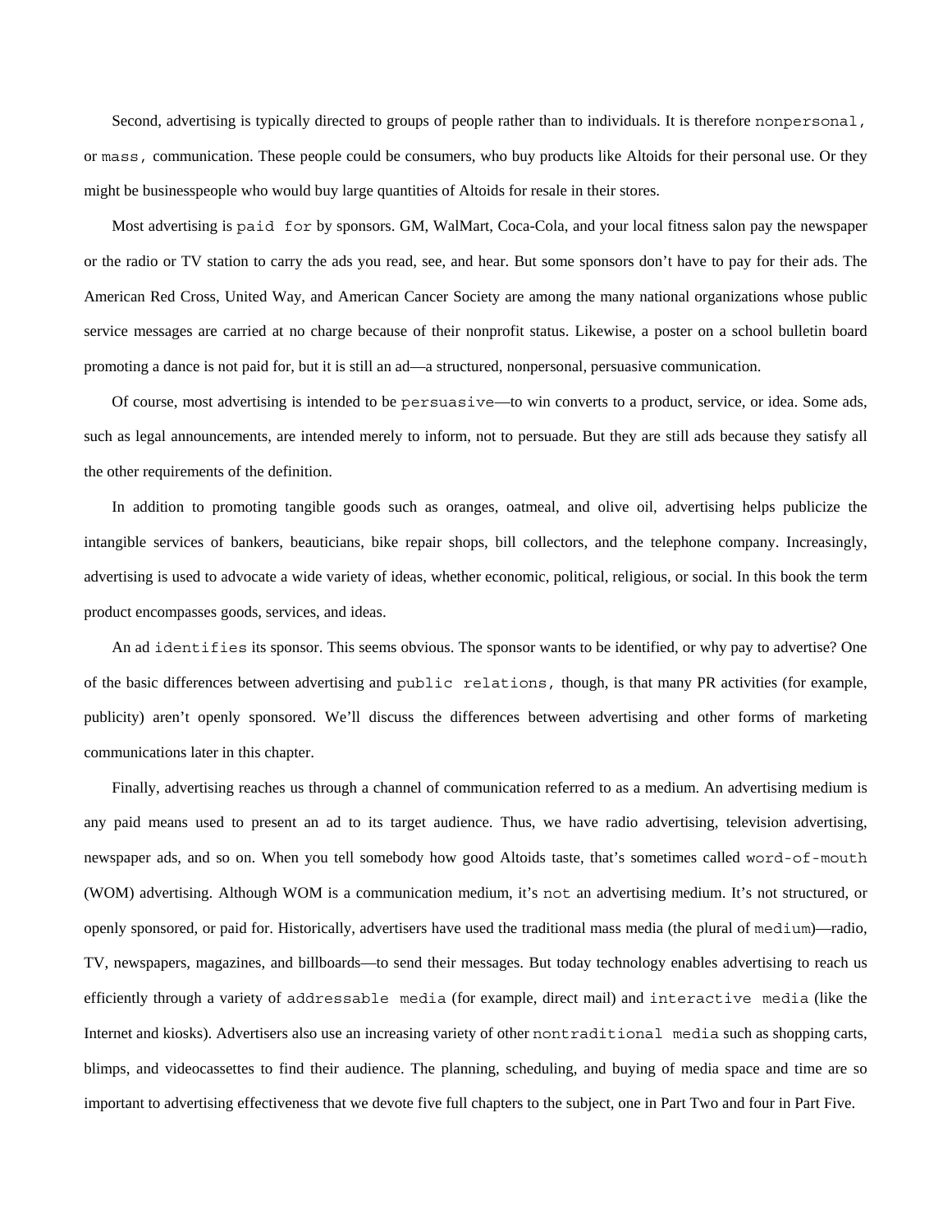Second, advertising is typically directed to groups of people rather than to individuals. It is therefore `nonpersonal,` or `mass,` communication. These people could be consumers, who buy products like Altoids for their personal use. Or they might be businesspeople who would buy large quantities of Altoids for resale in their stores.

Most advertising is `paid for` by sponsors. GM, WalMart, Coca-Cola, and your local fitness salon pay the newspaper or the radio or TV station to carry the ads you read, see, and hear. But some sponsors don't have to pay for their ads. The American Red Cross, United Way, and American Cancer Society are among the many national organizations whose public service messages are carried at no charge because of their nonprofit status. Likewise, a poster on a school bulletin board promoting a dance is not paid for, but it is still an ad—a structured, nonpersonal, persuasive communication.

Of course, most advertising is intended to be `persuasive`—to win converts to a product, service, or idea. Some ads, such as legal announcements, are intended merely to inform, not to persuade. But they are still ads because they satisfy all the other requirements of the definition.

In addition to promoting tangible goods such as oranges, oatmeal, and olive oil, advertising helps publicize the intangible services of bankers, beauticians, bike repair shops, bill collectors, and the telephone company. Increasingly, advertising is used to advocate a wide variety of ideas, whether economic, political, religious, or social. In this book the term product encompasses goods, services, and ideas.

An ad `identifies` its sponsor. This seems obvious. The sponsor wants to be identified, or why pay to advertise? One of the basic differences between advertising and `public relations,` though, is that many PR activities (for example, publicity) aren't openly sponsored. We'll discuss the differences between advertising and other forms of marketing communications later in this chapter.

Finally, advertising reaches us through a channel of communication referred to as a medium. An advertising medium is any paid means used to present an ad to its target audience. Thus, we have radio advertising, television advertising, newspaper ads, and so on. When you tell somebody how good Altoids taste, that's sometimes called `word-of-mouth` (WOM) advertising. Although WOM is a communication medium, it's `not` an advertising medium. It's not structured, or openly sponsored, or paid for. Historically, advertisers have used the traditional mass media (the plural of `medium`)—radio, TV, newspapers, magazines, and billboards—to send their messages. But today technology enables advertising to reach us efficiently through a variety of `addressable media` (for example, direct mail) and `interactive media` (like the Internet and kiosks). Advertisers also use an increasing variety of other `nontraditional media` such as shopping carts, blimps, and videocassettes to find their audience. The planning, scheduling, and buying of media space and time are so important to advertising effectiveness that we devote five full chapters to the subject, one in Part Two and four in Part Five.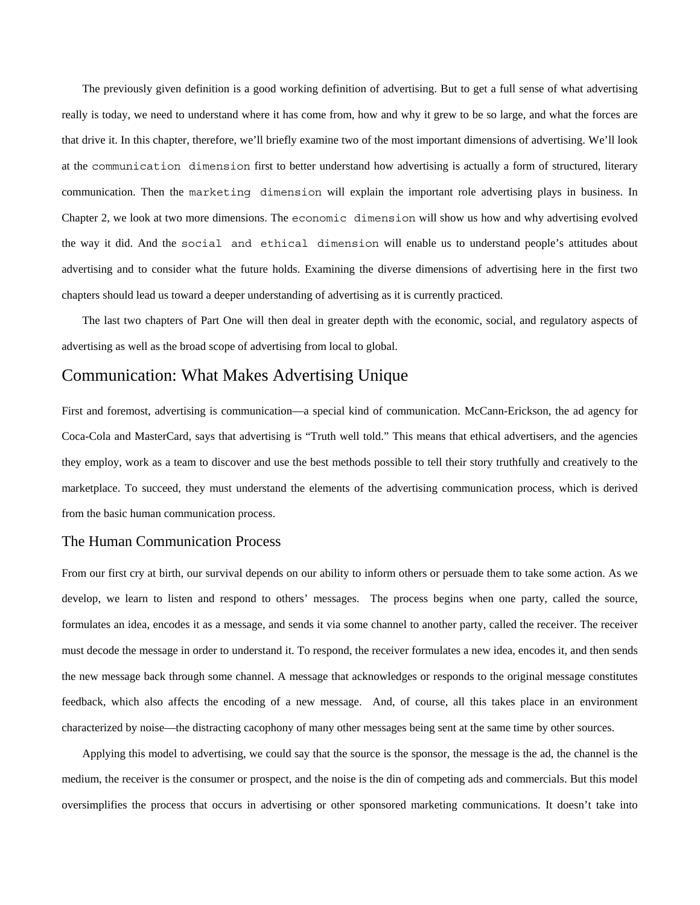The previously given definition is a good working definition of advertising. But to get a full sense of what advertising really is today, we need to understand where it has come from, how and why it grew to be so large, and what the forces are that drive it. In this chapter, therefore, we'll briefly examine two of the most important dimensions of advertising. We'll look at the `communication dimension` first to better understand how advertising is actually a form of structured, literary communication. Then the `marketing dimension` will explain the important role advertising plays in business. In Chapter 2, we look at two more dimensions. The `economic dimension` will show us how and why advertising evolved the way it did. And the `social and ethical dimension` will enable us to understand people's attitudes about advertising and to consider what the future holds. Examining the diverse dimensions of advertising here in the first two chapters should lead us toward a deeper understanding of advertising as it is currently practiced.

The last two chapters of Part One will then deal in greater depth with the economic, social, and regulatory aspects of advertising as well as the broad scope of advertising from local to global.

## Communication: What Makes Advertising Unique

First and foremost, advertising is communication—a special kind of communication. McCann-Erickson, the ad agency for Coca-Cola and MasterCard, says that advertising is "Truth well told." This means that ethical advertisers, and the agencies they employ, work as a team to discover and use the best methods possible to tell their story truthfully and creatively to the marketplace. To succeed, they must understand the elements of the advertising communication process, which is derived from the basic human communication process.

### The Human Communication Process

From our first cry at birth, our survival depends on our ability to inform others or persuade them to take some action. As we develop, we learn to listen and respond to others' messages. The process begins when one party, called the source, formulates an idea, encodes it as a message, and sends it via some channel to another party, called the receiver. The receiver must decode the message in order to understand it. To respond, the receiver formulates a new idea, encodes it, and then sends the new message back through some channel. A message that acknowledges or responds to the original message constitutes feedback, which also affects the encoding of a new message. And, of course, all this takes place in an environment characterized by noise—the distracting cacophony of many other messages being sent at the same time by other sources.

Applying this model to advertising, we could say that the source is the sponsor, the message is the ad, the channel is the medium, the receiver is the consumer or prospect, and the noise is the din of competing ads and commercials. But this model oversimplifies the process that occurs in advertising or other sponsored marketing communications. It doesn't take into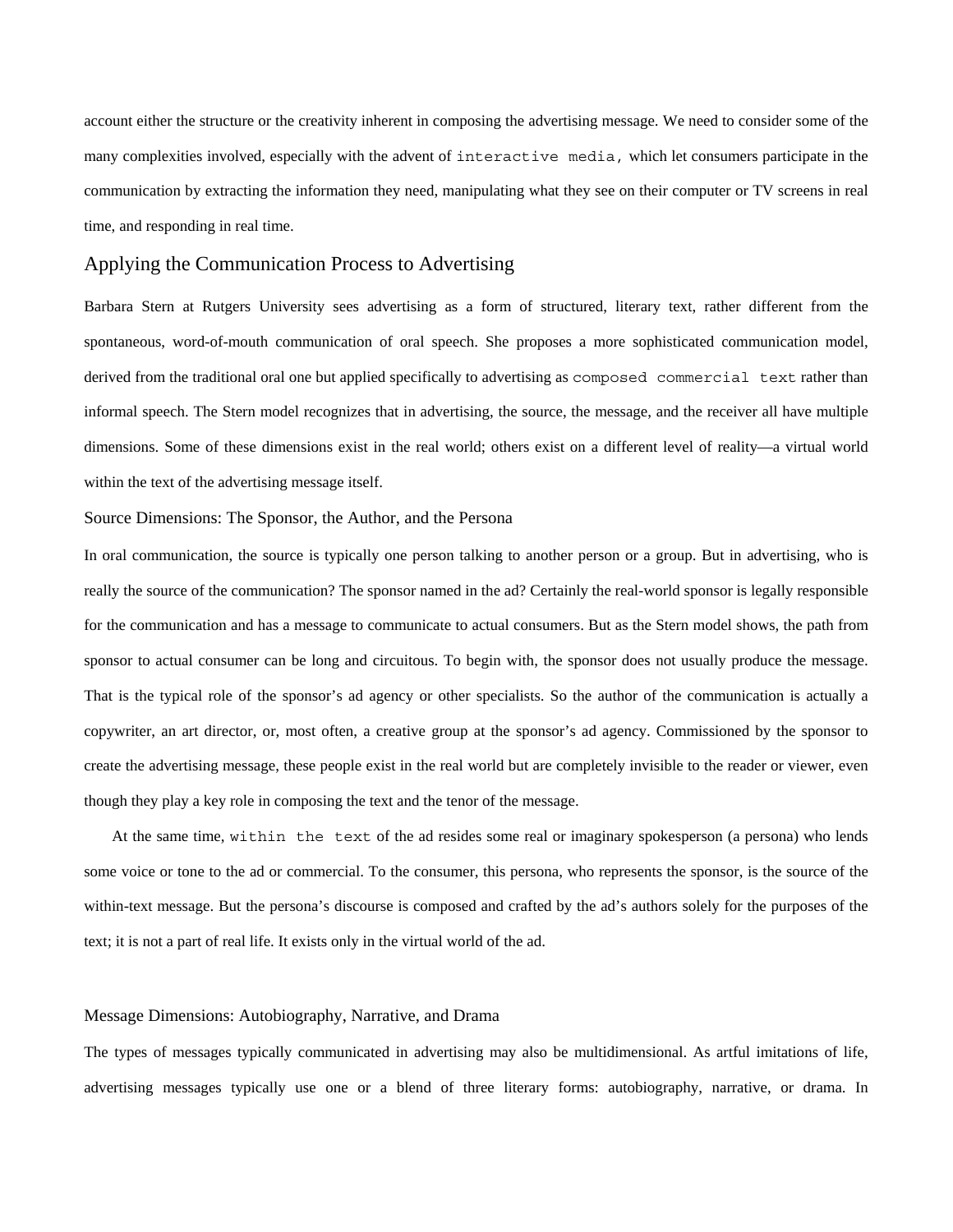account either the structure or the creativity inherent in composing the advertising message. We need to consider some of the many complexities involved, especially with the advent of `interactive media`, which let consumers participate in the communication by extracting the information they need, manipulating what they see on their computer or TV screens in real time, and responding in real time.

## Applying the Communication Process to Advertising

Barbara Stern at Rutgers University sees advertising as a form of structured, literary text, rather different from the spontaneous, word-of-mouth communication of oral speech. She proposes a more sophisticated communication model, derived from the traditional oral one but applied specifically to advertising as `composed commercial text` rather than informal speech. The Stern model recognizes that in advertising, the source, the message, and the receiver all have multiple dimensions. Some of these dimensions exist in the real world; others exist on a different level of reality—a virtual world within the text of the advertising message itself.

### Source Dimensions: The Sponsor, the Author, and the Persona

In oral communication, the source is typically one person talking to another person or a group. But in advertising, who is really the source of the communication? The sponsor named in the ad? Certainly the real-world sponsor is legally responsible for the communication and has a message to communicate to actual consumers. But as the Stern model shows, the path from sponsor to actual consumer can be long and circuitous. To begin with, the sponsor does not usually produce the message. That is the typical role of the sponsor's ad agency or other specialists. So the author of the communication is actually a copywriter, an art director, or, most often, a creative group at the sponsor's ad agency. Commissioned by the sponsor to create the advertising message, these people exist in the real world but are completely invisible to the reader or viewer, even though they play a key role in composing the text and the tenor of the message.

At the same time, `within the text` of the ad resides some real or imaginary spokesperson (a persona) who lends some voice or tone to the ad or commercial. To the consumer, this persona, who represents the sponsor, is the source of the within-text message. But the persona's discourse is composed and crafted by the ad's authors solely for the purposes of the text; it is not a part of real life. It exists only in the virtual world of the ad.

### Message Dimensions: Autobiography, Narrative, and Drama

The types of messages typically communicated in advertising may also be multidimensional. As artful imitations of life, advertising messages typically use one or a blend of three literary forms: autobiography, narrative, or drama. In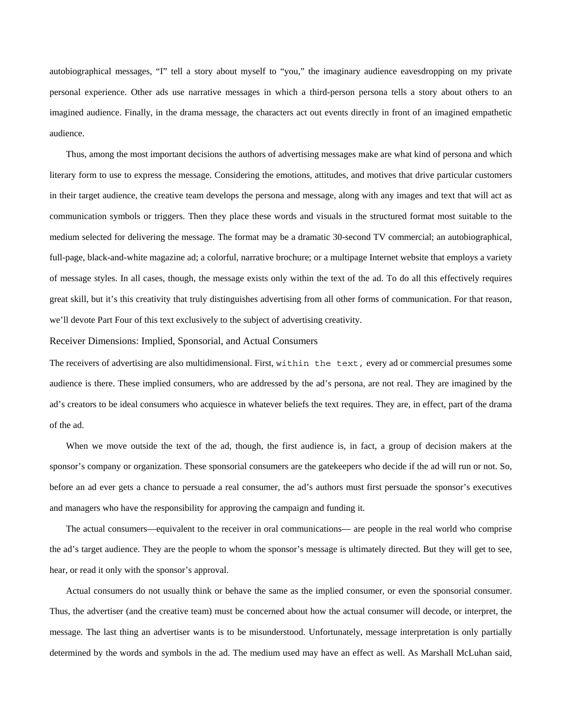autobiographical messages, "I" tell a story about myself to "you," the imaginary audience eavesdropping on my private personal experience. Other ads use narrative messages in which a third-person persona tells a story about others to an imagined audience. Finally, in the drama message, the characters act out events directly in front of an imagined empathetic audience.

Thus, among the most important decisions the authors of advertising messages make are what kind of persona and which literary form to use to express the message. Considering the emotions, attitudes, and motives that drive particular customers in their target audience, the creative team develops the persona and message, along with any images and text that will act as communication symbols or triggers. Then they place these words and visuals in the structured format most suitable to the medium selected for delivering the message. The format may be a dramatic 30-second TV commercial; an autobiographical, full-page, black-and-white magazine ad; a colorful, narrative brochure; or a multipage Internet website that employs a variety of message styles. In all cases, though, the message exists only within the text of the ad. To do all this effectively requires great skill, but it's this creativity that truly distinguishes advertising from all other forms of communication. For that reason, we'll devote Part Four of this text exclusively to the subject of advertising creativity.

### Receiver Dimensions: Implied, Sponsorial, and Actual Consumers

The receivers of advertising are also multidimensional. First, `within the text,` every ad or commercial presumes some audience is there. These implied consumers, who are addressed by the ad's persona, are not real. They are imagined by the ad's creators to be ideal consumers who acquiesce in whatever beliefs the text requires. They are, in effect, part of the drama of the ad.

When we move outside the text of the ad, though, the first audience is, in fact, a group of decision makers at the sponsor's company or organization. These sponsorial consumers are the gatekeepers who decide if the ad will run or not. So, before an ad ever gets a chance to persuade a real consumer, the ad's authors must first persuade the sponsor's executives and managers who have the responsibility for approving the campaign and funding it.

The actual consumers—equivalent to the receiver in oral communications— are people in the real world who comprise the ad's target audience. They are the people to whom the sponsor's message is ultimately directed. But they will get to see, hear, or read it only with the sponsor's approval.

Actual consumers do not usually think or behave the same as the implied consumer, or even the sponsorial consumer. Thus, the advertiser (and the creative team) must be concerned about how the actual consumer will decode, or interpret, the message. The last thing an advertiser wants is to be misunderstood. Unfortunately, message interpretation is only partially determined by the words and symbols in the ad. The medium used may have an effect as well. As Marshall McLuhan said,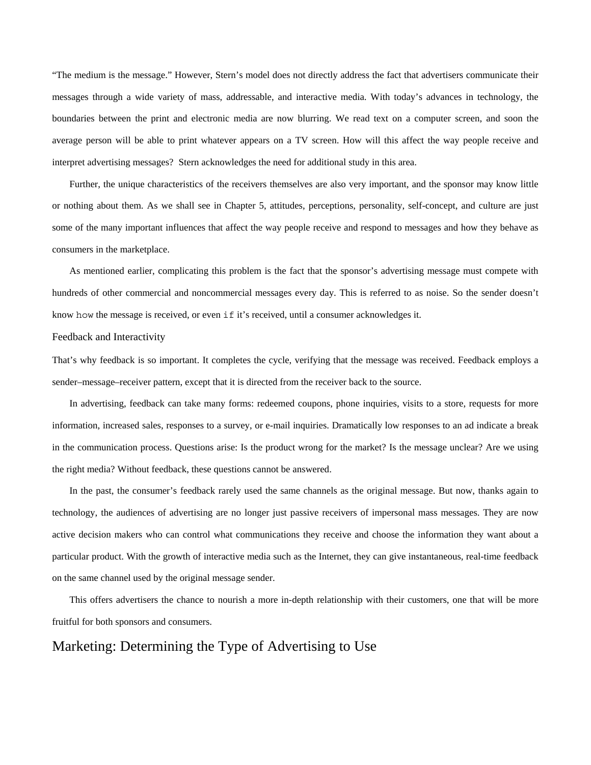"The medium is the message." However, Stern's model does not directly address the fact that advertisers communicate their messages through a wide variety of mass, addressable, and interactive media. With today's advances in technology, the boundaries between the print and electronic media are now blurring. We read text on a computer screen, and soon the average person will be able to print whatever appears on a TV screen. How will this affect the way people receive and interpret advertising messages? Stern acknowledges the need for additional study in this area.

Further, the unique characteristics of the receivers themselves are also very important, and the sponsor may know little or nothing about them. As we shall see in Chapter 5, attitudes, perceptions, personality, self-concept, and culture are just some of the many important influences that affect the way people receive and respond to messages and how they behave as consumers in the marketplace.

As mentioned earlier, complicating this problem is the fact that the sponsor's advertising message must compete with hundreds of other commercial and noncommercial messages every day. This is referred to as noise. So the sender doesn't know `how` the message is received, or even `if` it's received, until a consumer acknowledges it.

### Feedback and Interactivity

That's why feedback is so important. It completes the cycle, verifying that the message was received. Feedback employs a sender–message–receiver pattern, except that it is directed from the receiver back to the source.

In advertising, feedback can take many forms: redeemed coupons, phone inquiries, visits to a store, requests for more information, increased sales, responses to a survey, or e-mail inquiries. Dramatically low responses to an ad indicate a break in the communication process. Questions arise: Is the product wrong for the market? Is the message unclear? Are we using the right media? Without feedback, these questions cannot be answered.

In the past, the consumer's feedback rarely used the same channels as the original message. But now, thanks again to technology, the audiences of advertising are no longer just passive receivers of impersonal mass messages. They are now active decision makers who can control what communications they receive and choose the information they want about a particular product. With the growth of interactive media such as the Internet, they can give instantaneous, real-time feedback on the same channel used by the original message sender.

This offers advertisers the chance to nourish a more in-depth relationship with their customers, one that will be more fruitful for both sponsors and consumers.

## Marketing: Determining the Type of Advertising to Use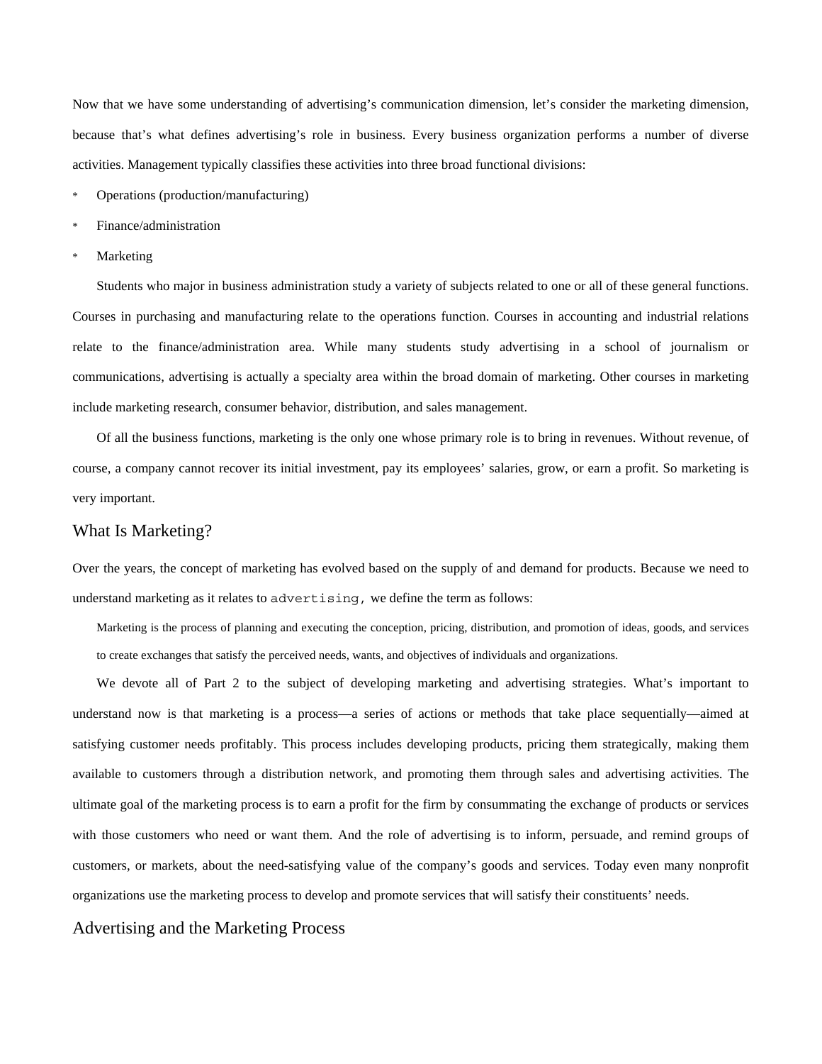Now that we have some understanding of advertising's communication dimension, let's consider the marketing dimension, because that's what defines advertising's role in business. Every business organization performs a number of diverse activities. Management typically classifies these activities into three broad functional divisions:

* Operations (production/manufacturing)
* Finance/administration
* Marketing

Students who major in business administration study a variety of subjects related to one or all of these general functions. Courses in purchasing and manufacturing relate to the operations function. Courses in accounting and industrial relations relate to the finance/administration area. While many students study advertising in a school of journalism or communications, advertising is actually a specialty area within the broad domain of marketing. Other courses in marketing include marketing research, consumer behavior, distribution, and sales management.

Of all the business functions, marketing is the only one whose primary role is to bring in revenues. Without revenue, of course, a company cannot recover its initial investment, pay its employees' salaries, grow, or earn a profit. So marketing is very important.

## What Is Marketing?

Over the years, the concept of marketing has evolved based on the supply of and demand for products. Because we need to understand marketing as it relates to `advertising,` we define the term as follows:

> Marketing is the process of planning and executing the conception, pricing, distribution, and promotion of ideas, goods, and services to create exchanges that satisfy the perceived needs, wants, and objectives of individuals and organizations.

We devote all of Part 2 to the subject of developing marketing and advertising strategies. What's important to understand now is that marketing is a process—a series of actions or methods that take place sequentially—aimed at satisfying customer needs profitably. This process includes developing products, pricing them strategically, making them available to customers through a distribution network, and promoting them through sales and advertising activities. The ultimate goal of the marketing process is to earn a profit for the firm by consummating the exchange of products or services with those customers who need or want them. And the role of advertising is to inform, persuade, and remind groups of customers, or markets, about the need-satisfying value of the company's goods and services. Today even many nonprofit organizations use the marketing process to develop and promote services that will satisfy their constituents' needs.

## Advertising and the Marketing Process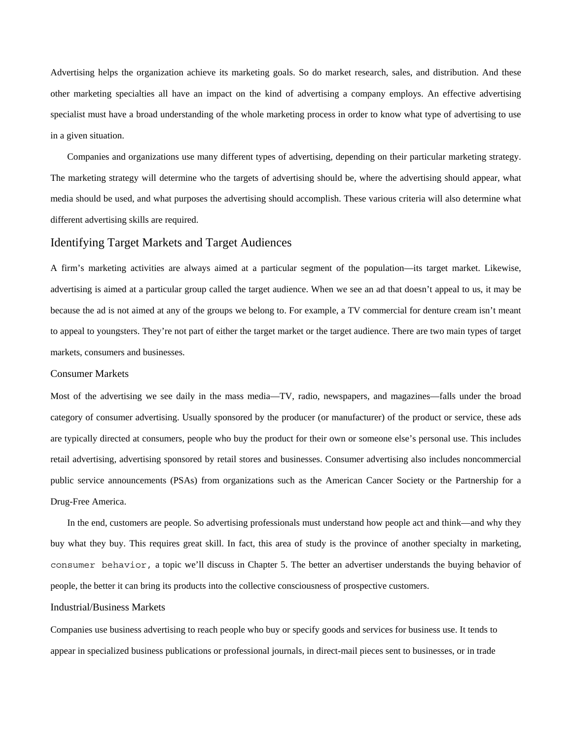Advertising helps the organization achieve its marketing goals. So do market research, sales, and distribution. And these other marketing specialties all have an impact on the kind of advertising a company employs. An effective advertising specialist must have a broad understanding of the whole marketing process in order to know what type of advertising to use in a given situation.

Companies and organizations use many different types of advertising, depending on their particular marketing strategy. The marketing strategy will determine who the targets of advertising should be, where the advertising should appear, what media should be used, and what purposes the advertising should accomplish. These various criteria will also determine what different advertising skills are required.

## Identifying Target Markets and Target Audiences

A firm's marketing activities are always aimed at a particular segment of the population—its target market. Likewise, advertising is aimed at a particular group called the target audience. When we see an ad that doesn't appeal to us, it may be because the ad is not aimed at any of the groups we belong to. For example, a TV commercial for denture cream isn't meant to appeal to youngsters. They're not part of either the target market or the target audience. There are two main types of target markets, consumers and businesses.

### Consumer Markets

Most of the advertising we see daily in the mass media—TV, radio, newspapers, and magazines—falls under the broad category of consumer advertising. Usually sponsored by the producer (or manufacturer) of the product or service, these ads are typically directed at consumers, people who buy the product for their own or someone else's personal use. This includes retail advertising, advertising sponsored by retail stores and businesses. Consumer advertising also includes noncommercial public service announcements (PSAs) from organizations such as the American Cancer Society or the Partnership for a Drug-Free America.

In the end, customers are people. So advertising professionals must understand how people act and think—and why they buy what they buy. This requires great skill. In fact, this area of study is the province of another specialty in marketing, `consumer behavior,` a topic we'll discuss in Chapter 5. The better an advertiser understands the buying behavior of people, the better it can bring its products into the collective consciousness of prospective customers.

### Industrial/Business Markets

Companies use business advertising to reach people who buy or specify goods and services for business use. It tends to appear in specialized business publications or professional journals, in direct-mail pieces sent to businesses, or in trade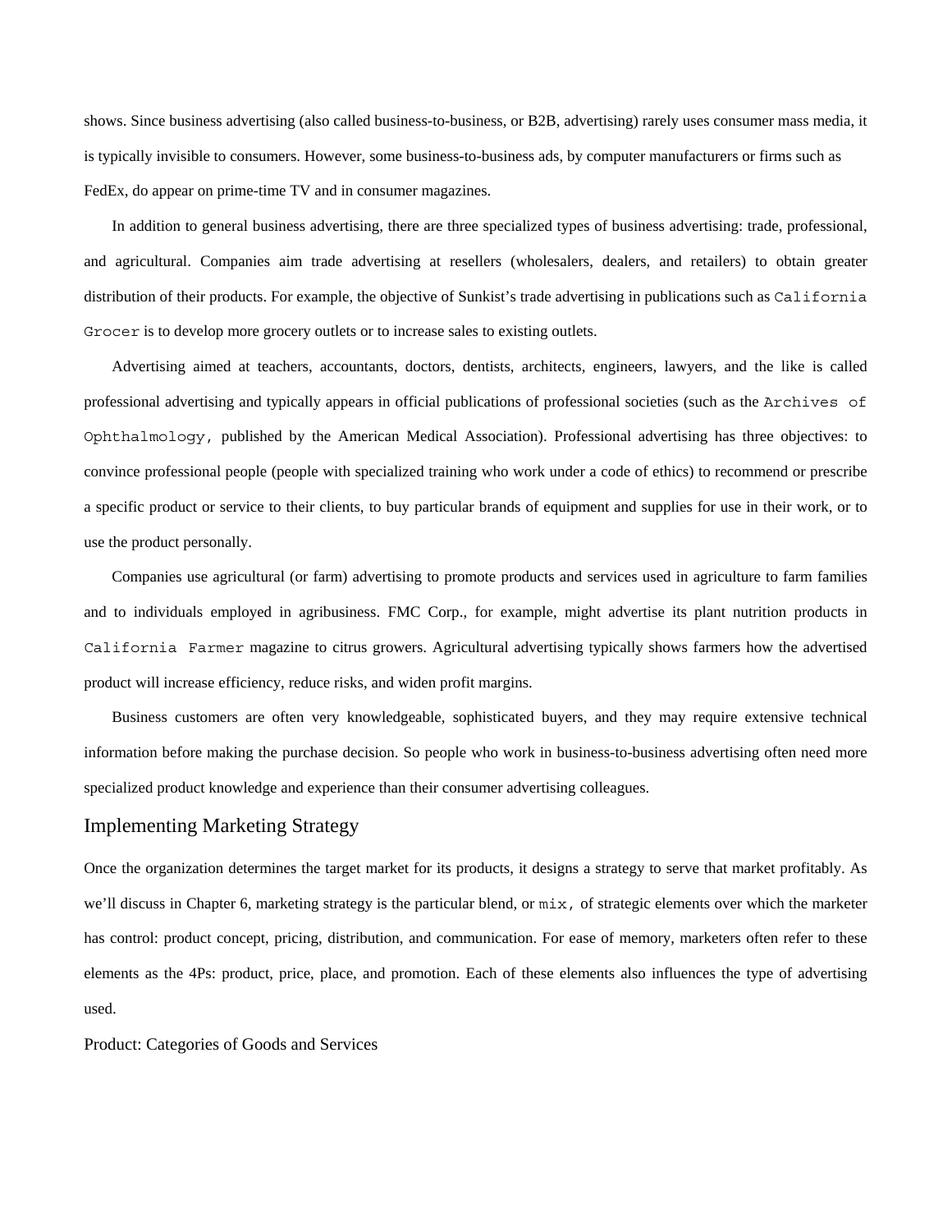shows. Since business advertising (also called business-to-business, or B2B, advertising) rarely uses consumer mass media, it is typically invisible to consumers. However, some business-to-business ads, by computer manufacturers or firms such as FedEx, do appear on prime-time TV and in consumer magazines.

In addition to general business advertising, there are three specialized types of business advertising: trade, professional, and agricultural. Companies aim trade advertising at resellers (wholesalers, dealers, and retailers) to obtain greater distribution of their products. For example, the objective of Sunkist's trade advertising in publications such as *California Grocer* is to develop more grocery outlets or to increase sales to existing outlets.

Advertising aimed at teachers, accountants, doctors, dentists, architects, engineers, lawyers, and the like is called professional advertising and typically appears in official publications of professional societies (such as the *Archives of Ophthalmology,* published by the American Medical Association). Professional advertising has three objectives: to convince professional people (people with specialized training who work under a code of ethics) to recommend or prescribe a specific product or service to their clients, to buy particular brands of equipment and supplies for use in their work, or to use the product personally.

Companies use agricultural (or farm) advertising to promote products and services used in agriculture to farm families and to individuals employed in agribusiness. FMC Corp., for example, might advertise its plant nutrition products in *California Farmer* magazine to citrus growers. Agricultural advertising typically shows farmers how the advertised product will increase efficiency, reduce risks, and widen profit margins.

Business customers are often very knowledgeable, sophisticated buyers, and they may require extensive technical information before making the purchase decision. So people who work in business-to-business advertising often need more specialized product knowledge and experience than their consumer advertising colleagues.

## Implementing Marketing Strategy

Once the organization determines the target market for its products, it designs a strategy to serve that market profitably. As we'll discuss in Chapter 6, marketing strategy is the particular blend, or *mix,* of strategic elements over which the marketer has control: product concept, pricing, distribution, and communication. For ease of memory, marketers often refer to these elements as the 4Ps: product, price, place, and promotion. Each of these elements also influences the type of advertising used.

### Product: Categories of Goods and Services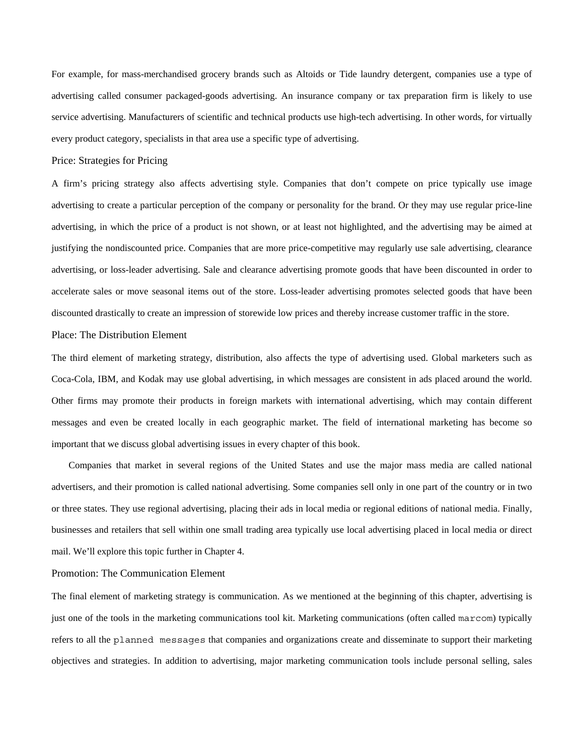For example, for mass-merchandised grocery brands such as Altoids or Tide laundry detergent, companies use a type of advertising called consumer packaged-goods advertising. An insurance company or tax preparation firm is likely to use service advertising. Manufacturers of scientific and technical products use high-tech advertising. In other words, for virtually every product category, specialists in that area use a specific type of advertising.

### Price: Strategies for Pricing

A firm's pricing strategy also affects advertising style. Companies that don't compete on price typically use image advertising to create a particular perception of the company or personality for the brand. Or they may use regular price-line advertising, in which the price of a product is not shown, or at least not highlighted, and the advertising may be aimed at justifying the nondiscounted price. Companies that are more price-competitive may regularly use sale advertising, clearance advertising, or loss-leader advertising. Sale and clearance advertising promote goods that have been discounted in order to accelerate sales or move seasonal items out of the store. Loss-leader advertising promotes selected goods that have been discounted drastically to create an impression of storewide low prices and thereby increase customer traffic in the store.

### Place: The Distribution Element

The third element of marketing strategy, distribution, also affects the type of advertising used. Global marketers such as Coca-Cola, IBM, and Kodak may use global advertising, in which messages are consistent in ads placed around the world. Other firms may promote their products in foreign markets with international advertising, which may contain different messages and even be created locally in each geographic market. The field of international marketing has become so important that we discuss global advertising issues in every chapter of this book.

Companies that market in several regions of the United States and use the major mass media are called national advertisers, and their promotion is called national advertising. Some companies sell only in one part of the country or in two or three states. They use regional advertising, placing their ads in local media or regional editions of national media. Finally, businesses and retailers that sell within one small trading area typically use local advertising placed in local media or direct mail. We'll explore this topic further in Chapter 4.

### Promotion: The Communication Element

The final element of marketing strategy is communication. As we mentioned at the beginning of this chapter, advertising is just one of the tools in the marketing communications tool kit. Marketing communications (often called `marcom`) typically refers to all the `planned messages` that companies and organizations create and disseminate to support their marketing objectives and strategies. In addition to advertising, major marketing communication tools include personal selling, sales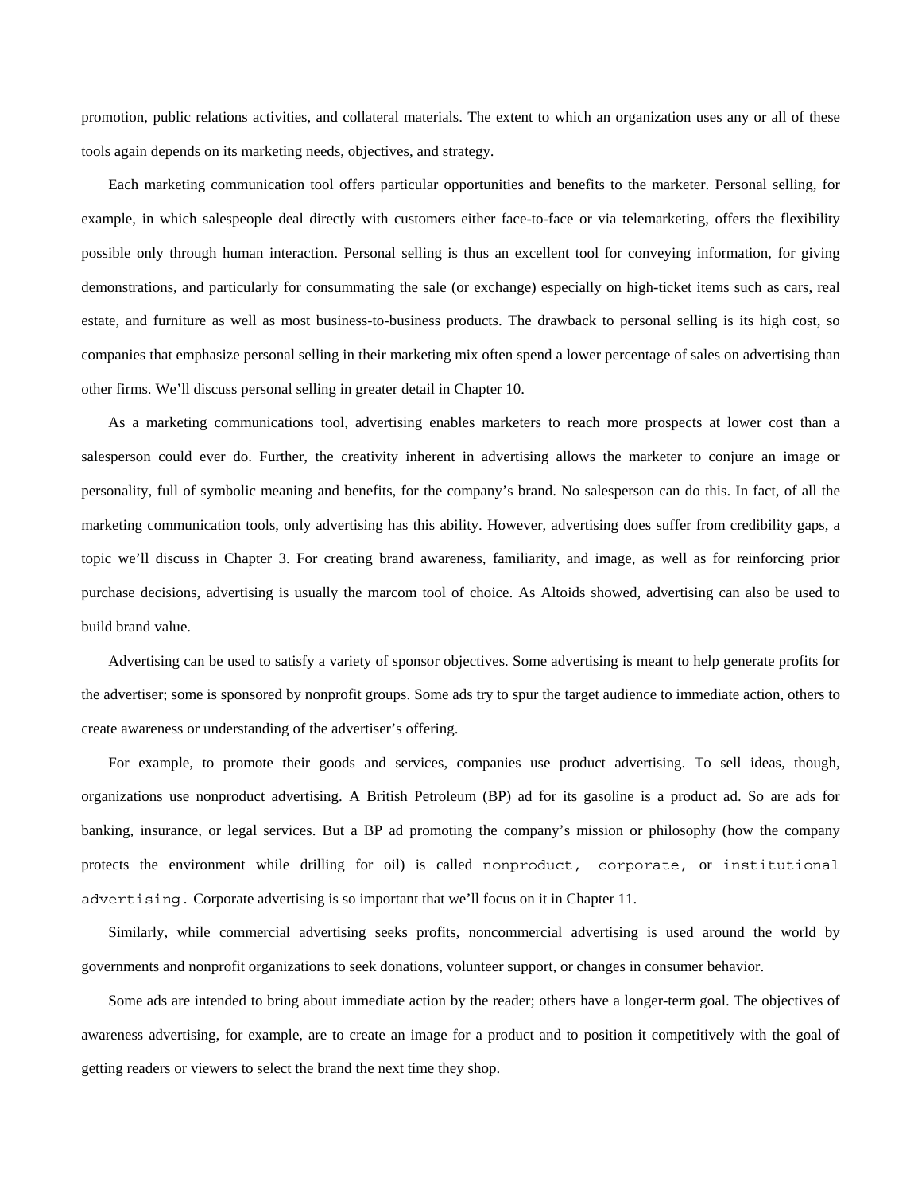promotion, public relations activities, and collateral materials. The extent to which an organization uses any or all of these tools again depends on its marketing needs, objectives, and strategy.

Each marketing communication tool offers particular opportunities and benefits to the marketer. Personal selling, for example, in which salespeople deal directly with customers either face-to-face or via telemarketing, offers the flexibility possible only through human interaction. Personal selling is thus an excellent tool for conveying information, for giving demonstrations, and particularly for consummating the sale (or exchange) especially on high-ticket items such as cars, real estate, and furniture as well as most business-to-business products. The drawback to personal selling is its high cost, so companies that emphasize personal selling in their marketing mix often spend a lower percentage of sales on advertising than other firms. We'll discuss personal selling in greater detail in Chapter 10.

As a marketing communications tool, advertising enables marketers to reach more prospects at lower cost than a salesperson could ever do. Further, the creativity inherent in advertising allows the marketer to conjure an image or personality, full of symbolic meaning and benefits, for the company's brand. No salesperson can do this. In fact, of all the marketing communication tools, only advertising has this ability. However, advertising does suffer from credibility gaps, a topic we'll discuss in Chapter 3. For creating brand awareness, familiarity, and image, as well as for reinforcing prior purchase decisions, advertising is usually the marcom tool of choice. As Altoids showed, advertising can also be used to build brand value.

Advertising can be used to satisfy a variety of sponsor objectives. Some advertising is meant to help generate profits for the advertiser; some is sponsored by nonprofit groups. Some ads try to spur the target audience to immediate action, others to create awareness or understanding of the advertiser's offering.

For example, to promote their goods and services, companies use product advertising. To sell ideas, though, organizations use nonproduct advertising. A British Petroleum (BP) ad for its gasoline is a product ad. So are ads for banking, insurance, or legal services. But a BP ad promoting the company's mission or philosophy (how the company protects the environment while drilling for oil) is called nonproduct, corporate, or institutional advertising. Corporate advertising is so important that we'll focus on it in Chapter 11.

Similarly, while commercial advertising seeks profits, noncommercial advertising is used around the world by governments and nonprofit organizations to seek donations, volunteer support, or changes in consumer behavior.

Some ads are intended to bring about immediate action by the reader; others have a longer-term goal. The objectives of awareness advertising, for example, are to create an image for a product and to position it competitively with the goal of getting readers or viewers to select the brand the next time they shop.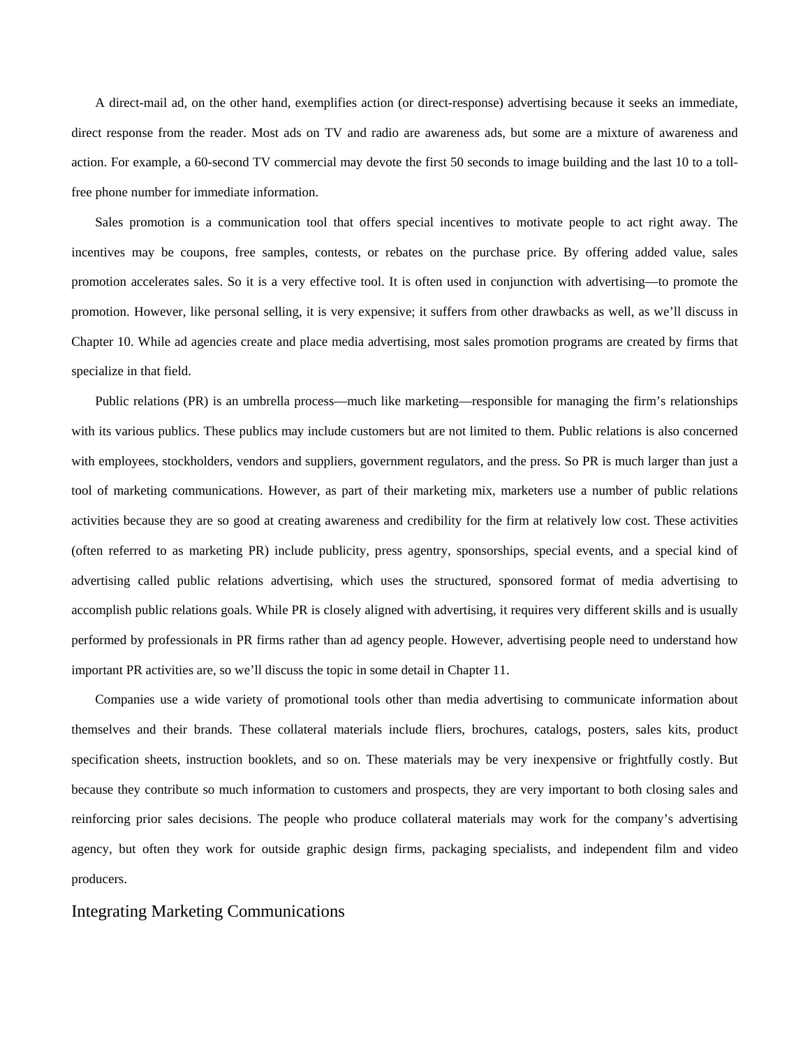A direct-mail ad, on the other hand, exemplifies action (or direct-response) advertising because it seeks an immediate, direct response from the reader. Most ads on TV and radio are awareness ads, but some are a mixture of awareness and action. For example, a 60-second TV commercial may devote the first 50 seconds to image building and the last 10 to a toll-free phone number for immediate information.

Sales promotion is a communication tool that offers special incentives to motivate people to act right away. The incentives may be coupons, free samples, contests, or rebates on the purchase price. By offering added value, sales promotion accelerates sales. So it is a very effective tool. It is often used in conjunction with advertising—to promote the promotion. However, like personal selling, it is very expensive; it suffers from other drawbacks as well, as we'll discuss in Chapter 10. While ad agencies create and place media advertising, most sales promotion programs are created by firms that specialize in that field.

Public relations (PR) is an umbrella process—much like marketing—responsible for managing the firm's relationships with its various publics. These publics may include customers but are not limited to them. Public relations is also concerned with employees, stockholders, vendors and suppliers, government regulators, and the press. So PR is much larger than just a tool of marketing communications. However, as part of their marketing mix, marketers use a number of public relations activities because they are so good at creating awareness and credibility for the firm at relatively low cost. These activities (often referred to as marketing PR) include publicity, press agentry, sponsorships, special events, and a special kind of advertising called public relations advertising, which uses the structured, sponsored format of media advertising to accomplish public relations goals. While PR is closely aligned with advertising, it requires very different skills and is usually performed by professionals in PR firms rather than ad agency people. However, advertising people need to understand how important PR activities are, so we'll discuss the topic in some detail in Chapter 11.

Companies use a wide variety of promotional tools other than media advertising to communicate information about themselves and their brands. These collateral materials include fliers, brochures, catalogs, posters, sales kits, product specification sheets, instruction booklets, and so on. These materials may be very inexpensive or frightfully costly. But because they contribute so much information to customers and prospects, they are very important to both closing sales and reinforcing prior sales decisions. The people who produce collateral materials may work for the company's advertising agency, but often they work for outside graphic design firms, packaging specialists, and independent film and video producers.

## Integrating Marketing Communications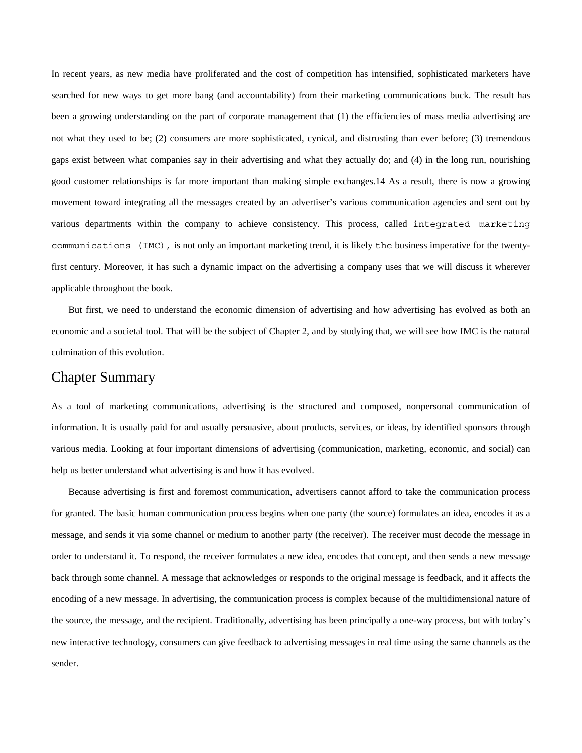In recent years, as new media have proliferated and the cost of competition has intensified, sophisticated marketers have searched for new ways to get more bang (and accountability) from their marketing communications buck. The result has been a growing understanding on the part of corporate management that (1) the efficiencies of mass media advertising are not what they used to be; (2) consumers are more sophisticated, cynical, and distrusting than ever before; (3) tremendous gaps exist between what companies say in their advertising and what they actually do; and (4) in the long run, nourishing good customer relationships is far more important than making simple exchanges.14 As a result, there is now a growing movement toward integrating all the messages created by an advertiser's various communication agencies and sent out by various departments within the company to achieve consistency. This process, called `integrated marketing communications (IMC)`, is not only an important marketing trend, it is likely `the` business imperative for the twenty-first century. Moreover, it has such a dynamic impact on the advertising a company uses that we will discuss it wherever applicable throughout the book.

But first, we need to understand the economic dimension of advertising and how advertising has evolved as both an economic and a societal tool. That will be the subject of Chapter 2, and by studying that, we will see how IMC is the natural culmination of this evolution.

## Chapter Summary

As a tool of marketing communications, advertising is the structured and composed, nonpersonal communication of information. It is usually paid for and usually persuasive, about products, services, or ideas, by identified sponsors through various media. Looking at four important dimensions of advertising (communication, marketing, economic, and social) can help us better understand what advertising is and how it has evolved.

Because advertising is first and foremost communication, advertisers cannot afford to take the communication process for granted. The basic human communication process begins when one party (the source) formulates an idea, encodes it as a message, and sends it via some channel or medium to another party (the receiver). The receiver must decode the message in order to understand it. To respond, the receiver formulates a new idea, encodes that concept, and then sends a new message back through some channel. A message that acknowledges or responds to the original message is feedback, and it affects the encoding of a new message. In advertising, the communication process is complex because of the multidimensional nature of the source, the message, and the recipient. Traditionally, advertising has been principally a one-way process, but with today's new interactive technology, consumers can give feedback to advertising messages in real time using the same channels as the sender.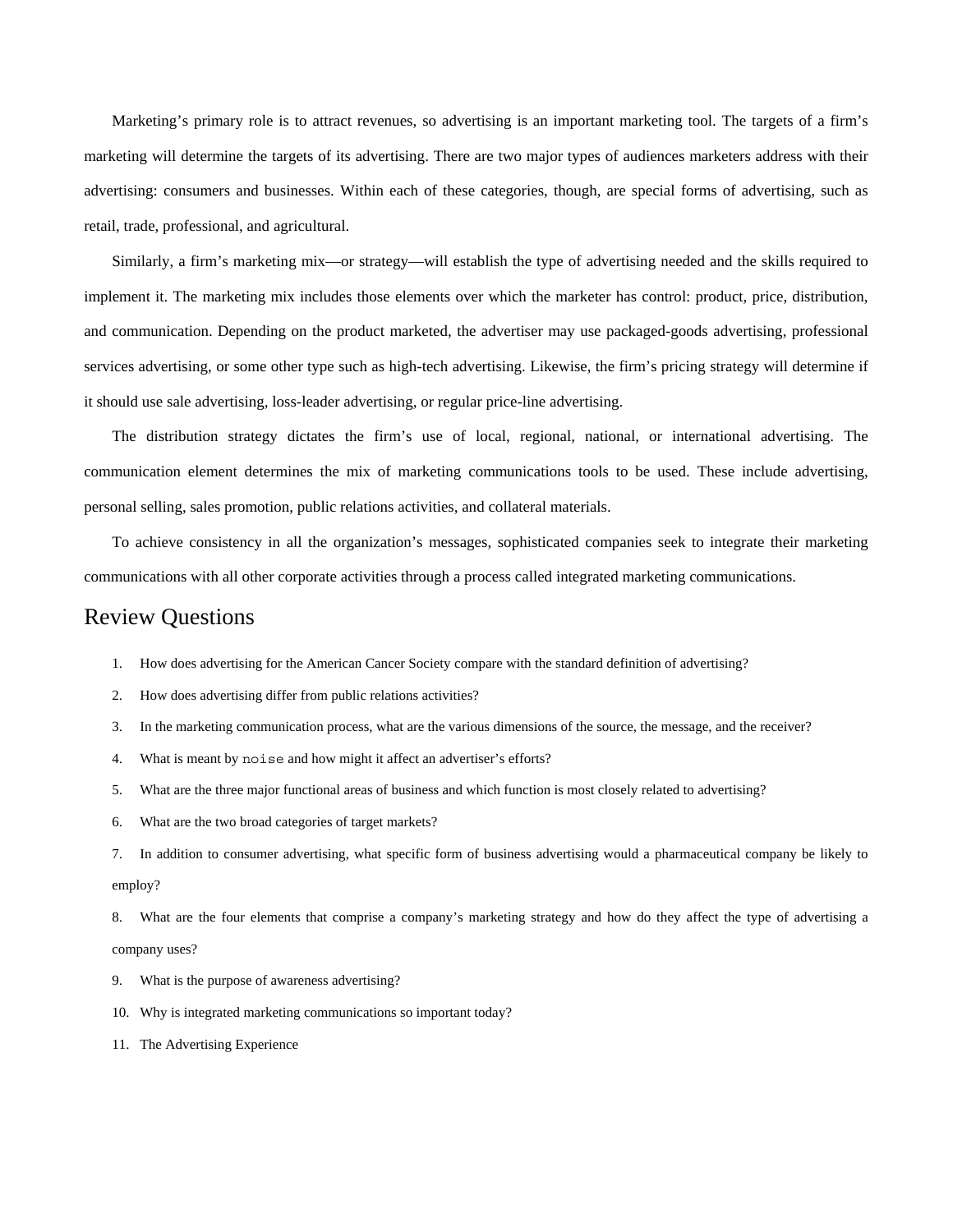Marketing's primary role is to attract revenues, so advertising is an important marketing tool. The targets of a firm's marketing will determine the targets of its advertising. There are two major types of audiences marketers address with their advertising: consumers and businesses. Within each of these categories, though, are special forms of advertising, such as retail, trade, professional, and agricultural.

Similarly, a firm's marketing mix—or strategy—will establish the type of advertising needed and the skills required to implement it. The marketing mix includes those elements over which the marketer has control: product, price, distribution, and communication. Depending on the product marketed, the advertiser may use packaged-goods advertising, professional services advertising, or some other type such as high-tech advertising. Likewise, the firm's pricing strategy will determine if it should use sale advertising, loss-leader advertising, or regular price-line advertising.

The distribution strategy dictates the firm's use of local, regional, national, or international advertising. The communication element determines the mix of marketing communications tools to be used. These include advertising, personal selling, sales promotion, public relations activities, and collateral materials.

To achieve consistency in all the organization's messages, sophisticated companies seek to integrate their marketing communications with all other corporate activities through a process called integrated marketing communications.

## Review Questions

1. How does advertising for the American Cancer Society compare with the standard definition of advertising?
2. How does advertising differ from public relations activities?
3. In the marketing communication process, what are the various dimensions of the source, the message, and the receiver?
4. What is meant by `noise` and how might it affect an advertiser's efforts?
5. What are the three major functional areas of business and which function is most closely related to advertising?
6. What are the two broad categories of target markets?
7. In addition to consumer advertising, what specific form of business advertising would a pharmaceutical company be likely to employ?
8. What are the four elements that comprise a company's marketing strategy and how do they affect the type of advertising a company uses?
9. What is the purpose of awareness advertising?
10. Why is integrated marketing communications so important today?
11. The Advertising Experience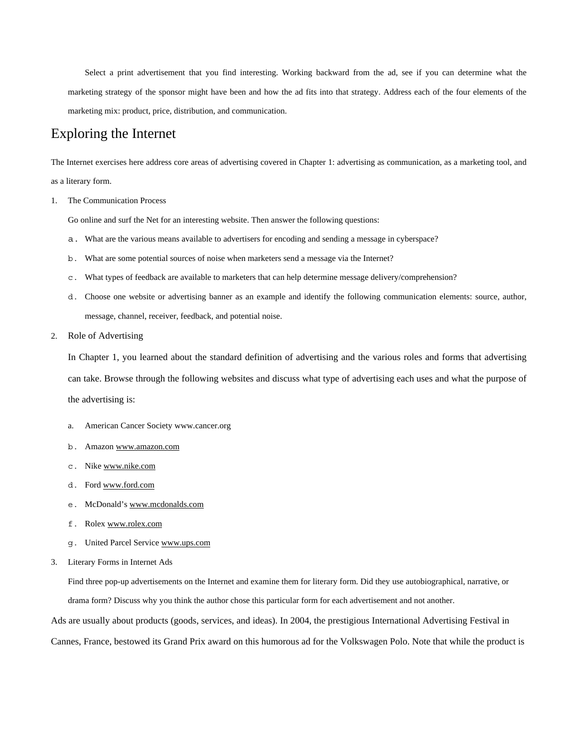Select a print advertisement that you find interesting. Working backward from the ad, see if you can determine what the marketing strategy of the sponsor might have been and how the ad fits into that strategy. Address each of the four elements of the marketing mix: product, price, distribution, and communication.

## Exploring the Internet

The Internet exercises here address core areas of advertising covered in Chapter 1: advertising as communication, as a marketing tool, and as a literary form.

1. The Communication Process

   Go online and surf the Net for an interesting website. Then answer the following questions:

   a. What are the various means available to advertisers for encoding and sending a message in cyberspace?
   b. What are some potential sources of noise when marketers send a message via the Internet?
   c. What types of feedback are available to marketers that can help determine message delivery/comprehension?
   d. Choose one website or advertising banner as an example and identify the following communication elements: source, author, message, channel, receiver, feedback, and potential noise.

2. Role of Advertising

   In Chapter 1, you learned about the standard definition of advertising and the various roles and forms that advertising can take. Browse through the following websites and discuss what type of advertising each uses and what the purpose of the advertising is:

   a. American Cancer Society www.cancer.org
   b. Amazon www.amazon.com
   c. Nike www.nike.com
   d. Ford www.ford.com
   e. McDonald's www.mcdonalds.com
   f. Rolex www.rolex.com
   g. United Parcel Service www.ups.com

3. Literary Forms in Internet Ads

   Find three pop-up advertisements on the Internet and examine them for literary form. Did they use autobiographical, narrative, or drama form? Discuss why you think the author chose this particular form for each advertisement and not another.

Ads are usually about products (goods, services, and ideas). In 2004, the prestigious International Advertising Festival in Cannes, France, bestowed its Grand Prix award on this humorous ad for the Volkswagen Polo. Note that while the product is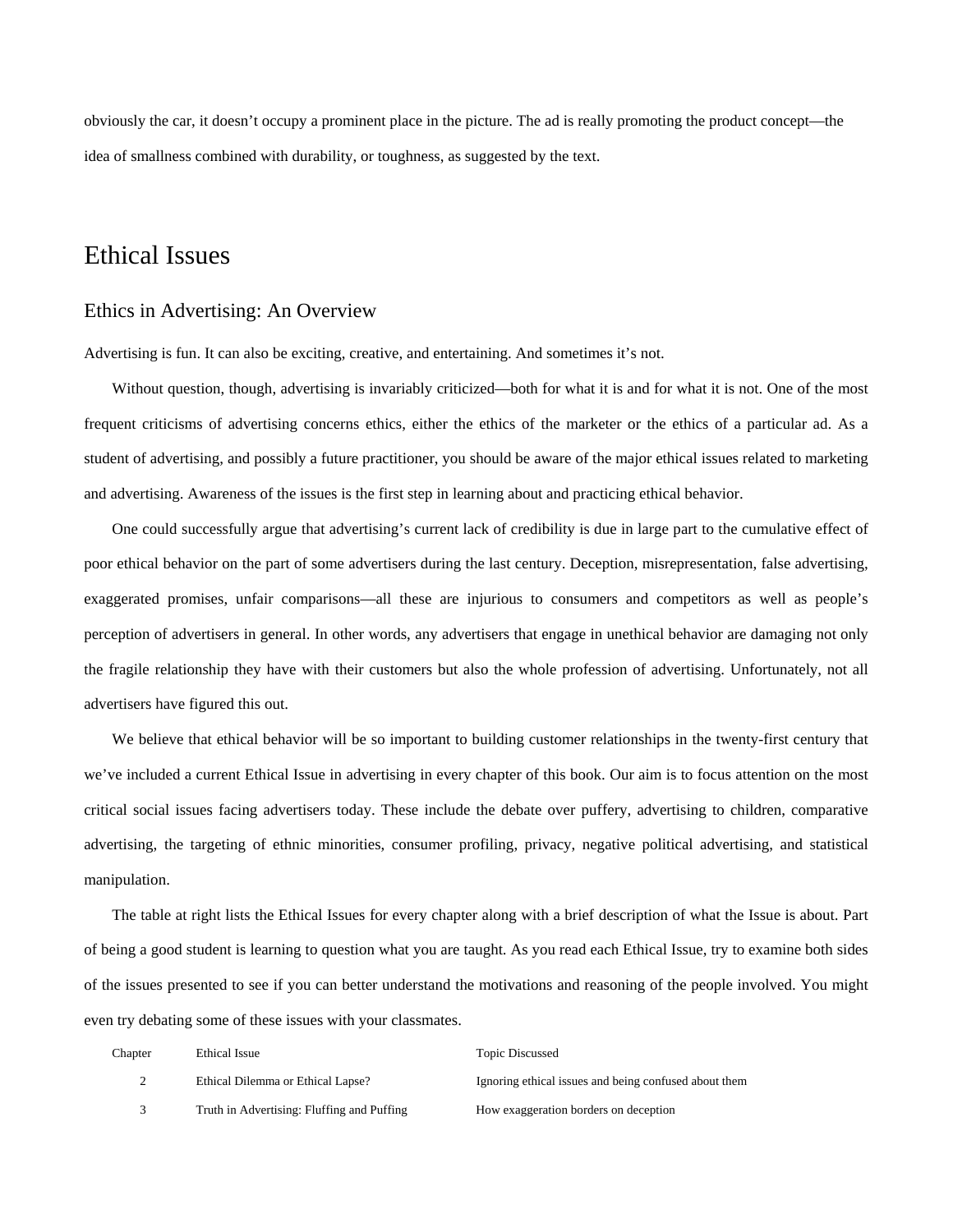obviously the car, it doesn't occupy a prominent place in the picture. The ad is really promoting the product concept—the idea of smallness combined with durability, or toughness, as suggested by the text.

# Ethical Issues

## Ethics in Advertising: An Overview

Advertising is fun. It can also be exciting, creative, and entertaining. And sometimes it's not.

Without question, though, advertising is invariably criticized—both for what it is and for what it is not. One of the most frequent criticisms of advertising concerns ethics, either the ethics of the marketer or the ethics of a particular ad. As a student of advertising, and possibly a future practitioner, you should be aware of the major ethical issues related to marketing and advertising. Awareness of the issues is the first step in learning about and practicing ethical behavior.

One could successfully argue that advertising's current lack of credibility is due in large part to the cumulative effect of poor ethical behavior on the part of some advertisers during the last century. Deception, misrepresentation, false advertising, exaggerated promises, unfair comparisons—all these are injurious to consumers and competitors as well as people's perception of advertisers in general. In other words, any advertisers that engage in unethical behavior are damaging not only the fragile relationship they have with their customers but also the whole profession of advertising. Unfortunately, not all advertisers have figured this out.

We believe that ethical behavior will be so important to building customer relationships in the twenty-first century that we've included a current Ethical Issue in advertising in every chapter of this book. Our aim is to focus attention on the most critical social issues facing advertisers today. These include the debate over puffery, advertising to children, comparative advertising, the targeting of ethnic minorities, consumer profiling, privacy, negative political advertising, and statistical manipulation.

The table at right lists the Ethical Issues for every chapter along with a brief description of what the Issue is about. Part of being a good student is learning to question what you are taught. As you read each Ethical Issue, try to examine both sides of the issues presented to see if you can better understand the motivations and reasoning of the people involved. You might even try debating some of these issues with your classmates.

| Chapter | Ethical Issue | Topic Discussed |
|---|---|---|
| 2 | Ethical Dilemma or Ethical Lapse? | Ignoring ethical issues and being confused about them |
| 3 | Truth in Advertising: Fluffing and Puffing | How exaggeration borders on deception |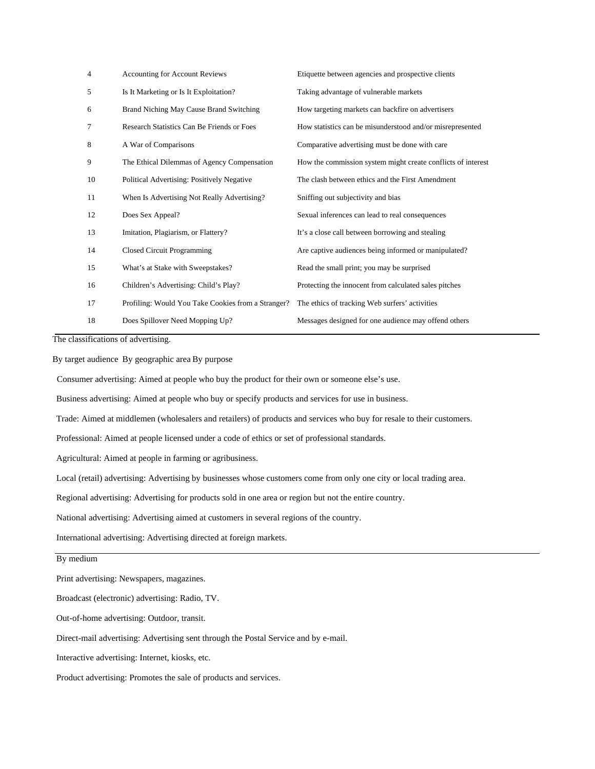| | | |
|---|---|---|
| 4 | Accounting for Account Reviews | Etiquette between agencies and prospective clients |
| 5 | Is It Marketing or Is It Exploitation? | Taking advantage of vulnerable markets |
| 6 | Brand Niching May Cause Brand Switching | How targeting markets can backfire on advertisers |
| 7 | Research Statistics Can Be Friends or Foes | How statistics can be misunderstood and/or misrepresented |
| 8 | A War of Comparisons | Comparative advertising must be done with care |
| 9 | The Ethical Dilemmas of Agency Compensation | How the commission system might create conflicts of interest |
| 10 | Political Advertising: Positively Negative | The clash between ethics and the First Amendment |
| 11 | When Is Advertising Not Really Advertising? | Sniffing out subjectivity and bias |
| 12 | Does Sex Appeal? | Sexual inferences can lead to real consequences |
| 13 | Imitation, Plagiarism, or Flattery? | It's a close call between borrowing and stealing |
| 14 | Closed Circuit Programming | Are captive audiences being informed or manipulated? |
| 15 | What's at Stake with Sweepstakes? | Read the small print; you may be surprised |
| 16 | Children's Advertising: Child's Play? | Protecting the innocent from calculated sales pitches |
| 17 | Profiling: Would You Take Cookies from a Stranger? | The ethics of tracking Web surfers' activities |
| 18 | Does Spillover Need Mopping Up? | Messages designed for one audience may offend others |

The classifications of advertising.

By target audience By geographic area By purpose

Consumer advertising: Aimed at people who buy the product for their own or someone else's use.

Business advertising: Aimed at people who buy or specify products and services for use in business.

Trade: Aimed at middlemen (wholesalers and retailers) of products and services who buy for resale to their customers.

Professional: Aimed at people licensed under a code of ethics or set of professional standards.

Agricultural: Aimed at people in farming or agribusiness.

Local (retail) advertising: Advertising by businesses whose customers come from only one city or local trading area.

Regional advertising: Advertising for products sold in one area or region but not the entire country.

National advertising: Advertising aimed at customers in several regions of the country.

International advertising: Advertising directed at foreign markets.

By medium

Print advertising: Newspapers, magazines.

Broadcast (electronic) advertising: Radio, TV.

Out-of-home advertising: Outdoor, transit.

Direct-mail advertising: Advertising sent through the Postal Service and by e-mail.

Interactive advertising: Internet, kiosks, etc.

Product advertising: Promotes the sale of products and services.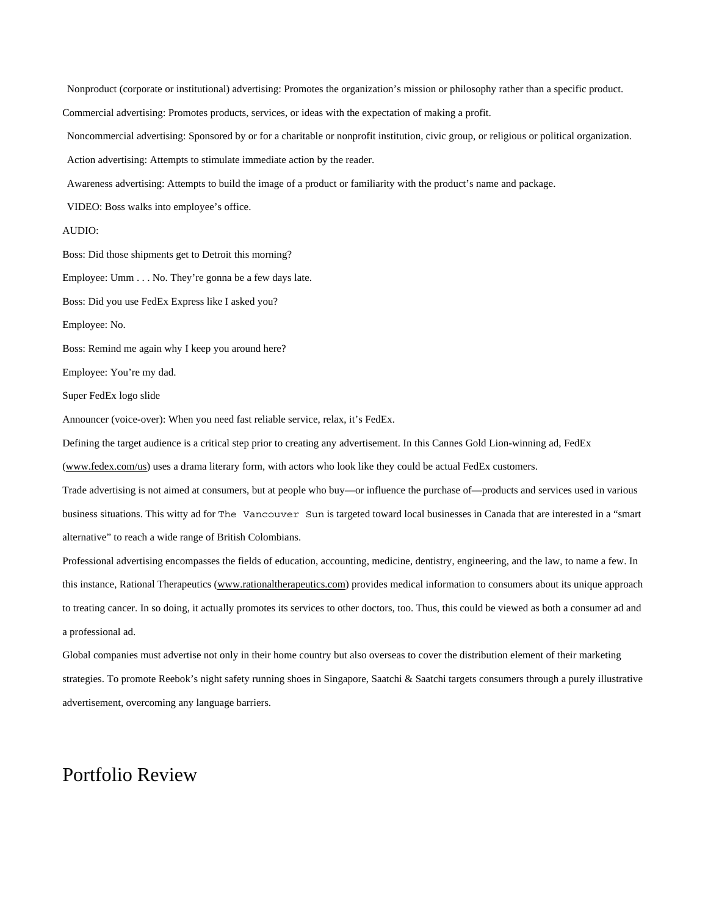Nonproduct (corporate or institutional) advertising: Promotes the organization's mission or philosophy rather than a specific product.

Commercial advertising: Promotes products, services, or ideas with the expectation of making a profit.

Noncommercial advertising: Sponsored by or for a charitable or nonprofit institution, civic group, or religious or political organization.

Action advertising: Attempts to stimulate immediate action by the reader.

Awareness advertising: Attempts to build the image of a product or familiarity with the product's name and package.

VIDEO: Boss walks into employee's office.

AUDIO:

Boss: Did those shipments get to Detroit this morning?

Employee: Umm . . . No. They're gonna be a few days late.

Boss: Did you use FedEx Express like I asked you?

Employee: No.

Boss: Remind me again why I keep you around here?

Employee: You're my dad.

Super FedEx logo slide

Announcer (voice-over): When you need fast reliable service, relax, it's FedEx.

Defining the target audience is a critical step prior to creating any advertisement. In this Cannes Gold Lion-winning ad, FedEx (www.fedex.com/us) uses a drama literary form, with actors who look like they could be actual FedEx customers.

Trade advertising is not aimed at consumers, but at people who buy—or influence the purchase of—products and services used in various business situations. This witty ad for The Vancouver Sun is targeted toward local businesses in Canada that are interested in a "smart alternative" to reach a wide range of British Colombians.

Professional advertising encompasses the fields of education, accounting, medicine, dentistry, engineering, and the law, to name a few. In this instance, Rational Therapeutics (www.rationaltherapeutics.com) provides medical information to consumers about its unique approach to treating cancer. In so doing, it actually promotes its services to other doctors, too. Thus, this could be viewed as both a consumer ad and a professional ad.

Global companies must advertise not only in their home country but also overseas to cover the distribution element of their marketing strategies. To promote Reebok's night safety running shoes in Singapore, Saatchi & Saatchi targets consumers through a purely illustrative advertisement, overcoming any language barriers.

# Portfolio Review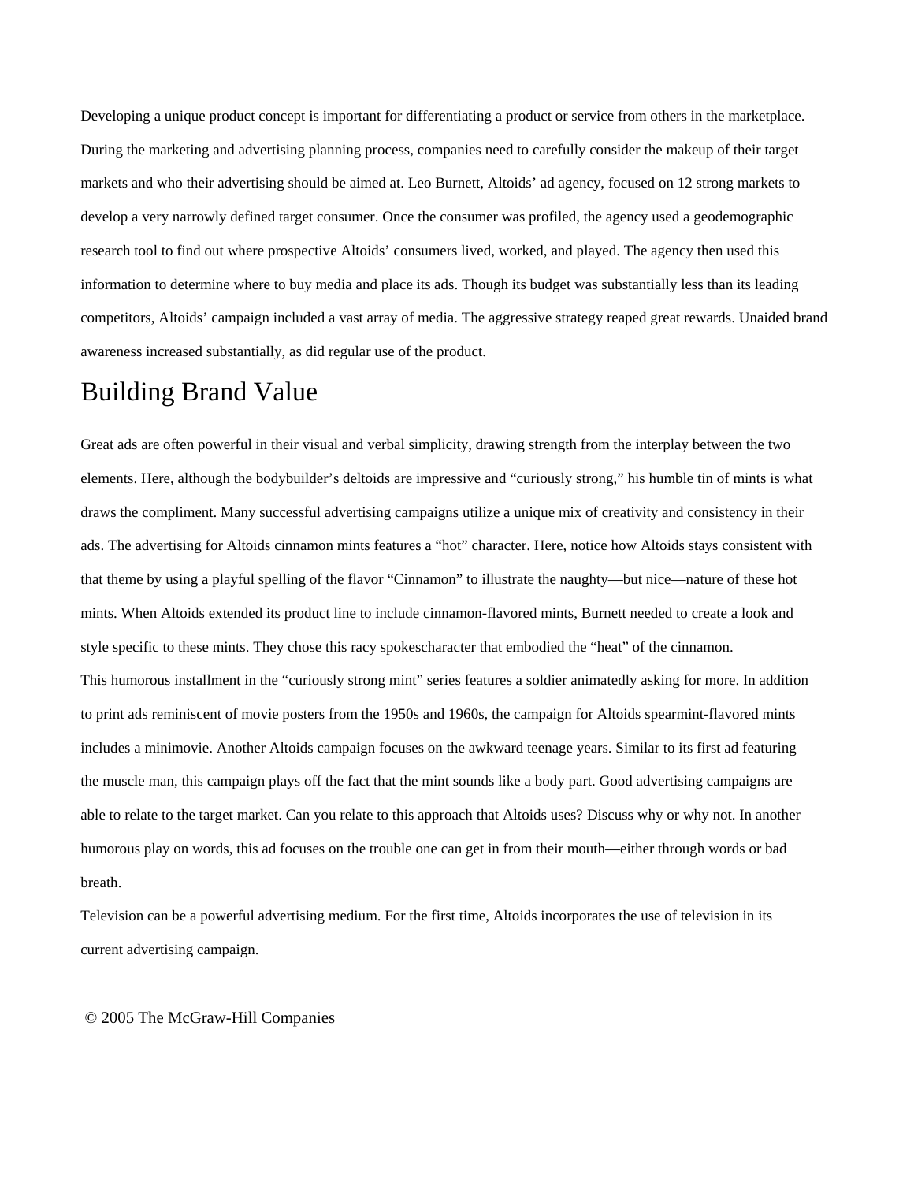Developing a unique product concept is important for differentiating a product or service from others in the marketplace. During the marketing and advertising planning process, companies need to carefully consider the makeup of their target markets and who their advertising should be aimed at. Leo Burnett, Altoids' ad agency, focused on 12 strong markets to develop a very narrowly defined target consumer. Once the consumer was profiled, the agency used a geodemographic research tool to find out where prospective Altoids' consumers lived, worked, and played. The agency then used this information to determine where to buy media and place its ads. Though its budget was substantially less than its leading competitors, Altoids' campaign included a vast array of media. The aggressive strategy reaped great rewards. Unaided brand awareness increased substantially, as did regular use of the product.

# Building Brand Value

Great ads are often powerful in their visual and verbal simplicity, drawing strength from the interplay between the two elements. Here, although the bodybuilder's deltoids are impressive and "curiously strong," his humble tin of mints is what draws the compliment. Many successful advertising campaigns utilize a unique mix of creativity and consistency in their ads. The advertising for Altoids cinnamon mints features a "hot" character. Here, notice how Altoids stays consistent with that theme by using a playful spelling of the flavor "Cinnamon" to illustrate the naughty—but nice—nature of these hot mints. When Altoids extended its product line to include cinnamon-flavored mints, Burnett needed to create a look and style specific to these mints. They chose this racy spokescharacter that embodied the "heat" of the cinnamon.

This humorous installment in the "curiously strong mint" series features a soldier animatedly asking for more. In addition to print ads reminiscent of movie posters from the 1950s and 1960s, the campaign for Altoids spearmint-flavored mints includes a minimovie. Another Altoids campaign focuses on the awkward teenage years. Similar to its first ad featuring the muscle man, this campaign plays off the fact that the mint sounds like a body part. Good advertising campaigns are able to relate to the target market. Can you relate to this approach that Altoids uses? Discuss why or why not. In another humorous play on words, this ad focuses on the trouble one can get in from their mouth—either through words or bad breath.

Television can be a powerful advertising medium. For the first time, Altoids incorporates the use of television in its current advertising campaign.

© 2005 The McGraw-Hill Companies